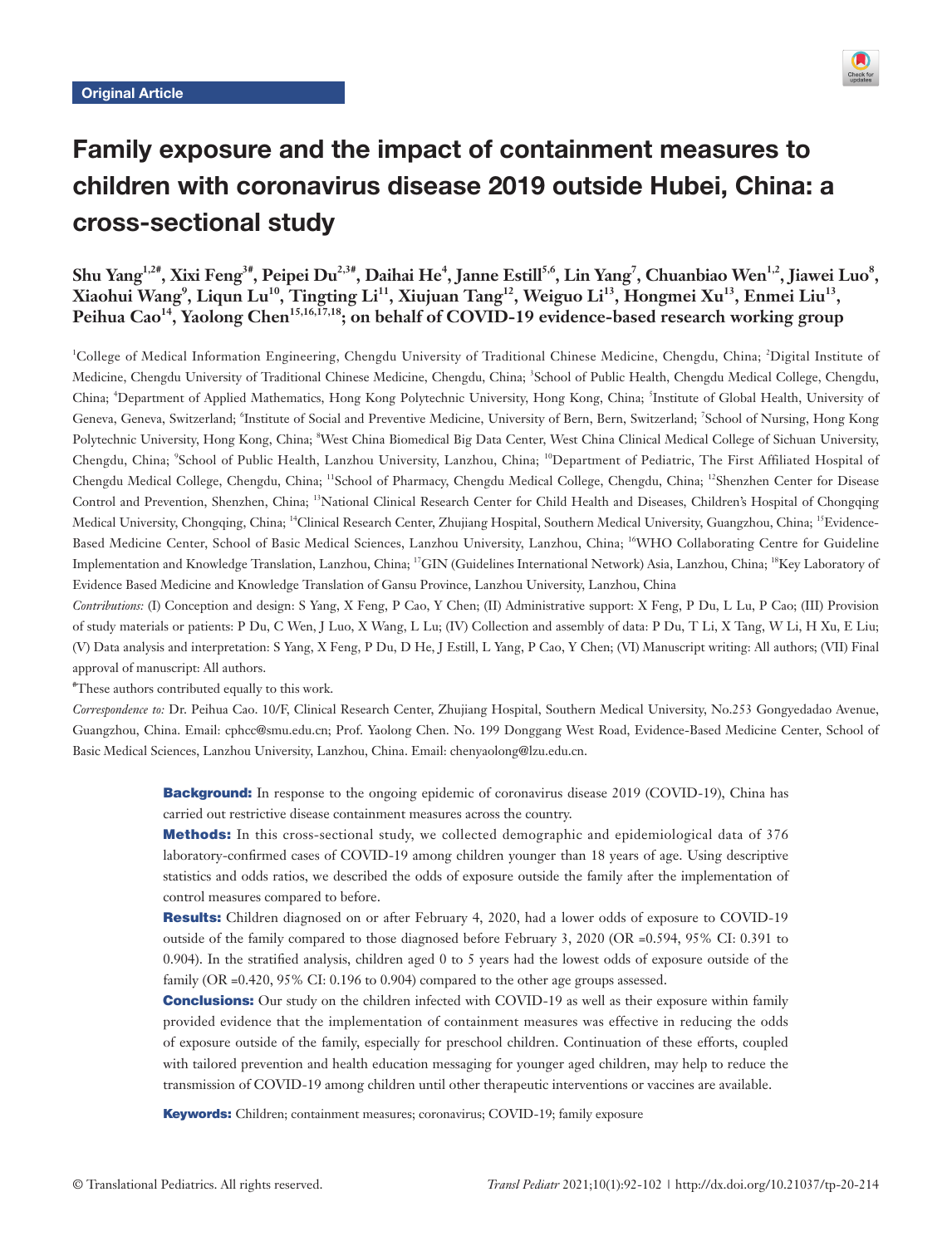Original Article

# Family exposure and the impact of containment measures to children with coronavirus disease 2019 outside Hubei, China: a cross-sectional study

**Shu Yang[1,2#], Xixi Feng[3#], Peipei Du[2,3#], Daihai He[4], Janne Estill[5,6], Lin Yang[7], Chuanbiao Wen[1,2], Jiawei Luo[8], Xiaohui Wang[9], Liqun Lu[10], Tingting Li[11], Xiujuan Tang[12], Weiguo Li[13], Hongmei Xu[13], Enmei Liu[13], Peihua Cao[14], Yaolong Chen[15,16,17,18]; on behalf of COVID-19 evidence-based research working group**

[1]College of Medical Information Engineering, Chengdu University of Traditional Chinese Medicine, Chengdu, China; [2]Digital Institute of Medicine, Chengdu University of Traditional Chinese Medicine, Chengdu, China; [3]School of Public Health, Chengdu Medical College, Chengdu, China; [4]Department of Applied Mathematics, Hong Kong Polytechnic University, Hong Kong, China; [5]Institute of Global Health, University of Geneva, Geneva, Switzerland; [6]Institute of Social and Preventive Medicine, University of Bern, Bern, Switzerland; [7]School of Nursing, Hong Kong Polytechnic University, Hong Kong, China; [8]West China Biomedical Big Data Center, West China Clinical Medical College of Sichuan University, Chengdu, China; [9]School of Public Health, Lanzhou University, Lanzhou, China; [10]Department of Pediatric, The First Affiliated Hospital of Chengdu Medical College, Chengdu, China; [11]School of Pharmacy, Chengdu Medical College, Chengdu, China; [12]Shenzhen Center for Disease Control and Prevention, Shenzhen, China; [13]National Clinical Research Center for Child Health and Diseases, Children's Hospital of Chongqing Medical University, Chongqing, China; [14]Clinical Research Center, Zhujiang Hospital, Southern Medical University, Guangzhou, China; [15]Evidence-Based Medicine Center, School of Basic Medical Sciences, Lanzhou University, Lanzhou, China; [16]WHO Collaborating Centre for Guideline Implementation and Knowledge Translation, Lanzhou, China; [17]GIN (Guidelines International Network) Asia, Lanzhou, China; [18]Key Laboratory of Evidence Based Medicine and Knowledge Translation of Gansu Province, Lanzhou University, Lanzhou, China

*Contributions:* (I) Conception and design: S Yang, X Feng, P Cao, Y Chen; (II) Administrative support: X Feng, P Du, L Lu, P Cao; (III) Provision of study materials or patients: P Du, C Wen, J Luo, X Wang, L Lu; (IV) Collection and assembly of data: P Du, T Li, X Tang, W Li, H Xu, E Liu; (V) Data analysis and interpretation: S Yang, X Feng, P Du, D He, J Estill, L Yang, P Cao, Y Chen; (VI) Manuscript writing: All authors; (VII) Final approval of manuscript: All authors.

#These authors contributed equally to this work.

*Correspondence to:* Dr. Peihua Cao. 10/F, Clinical Research Center, Zhujiang Hospital, Southern Medical University, No.253 Gongyedadao Avenue, Guangzhou, China. Email: cphcc@smu.edu.cn; Prof. Yaolong Chen. No. 199 Donggang West Road, Evidence-Based Medicine Center, School of Basic Medical Sciences, Lanzhou University, Lanzhou, China. Email: chenyaolong@lzu.edu.cn.

**Background:** In response to the ongoing epidemic of coronavirus disease 2019 (COVID-19), China has carried out restrictive disease containment measures across the country.

**Methods:** In this cross-sectional study, we collected demographic and epidemiological data of 376 laboratory-confirmed cases of COVID-19 among children younger than 18 years of age. Using descriptive statistics and odds ratios, we described the odds of exposure outside the family after the implementation of control measures compared to before.

**Results:** Children diagnosed on or after February 4, 2020, had a lower odds of exposure to COVID-19 outside of the family compared to those diagnosed before February 3, 2020 (OR =0.594, 95% CI: 0.391 to 0.904). In the stratified analysis, children aged 0 to 5 years had the lowest odds of exposure outside of the family (OR =0.420, 95% CI: 0.196 to 0.904) compared to the other age groups assessed.

**Conclusions:** Our study on the children infected with COVID-19 as well as their exposure within family provided evidence that the implementation of containment measures was effective in reducing the odds of exposure outside of the family, especially for preschool children. Continuation of these efforts, coupled with tailored prevention and health education messaging for younger aged children, may help to reduce the transmission of COVID-19 among children until other therapeutic interventions or vaccines are available.

**Keywords:** Children; containment measures; coronavirus; COVID-19; family exposure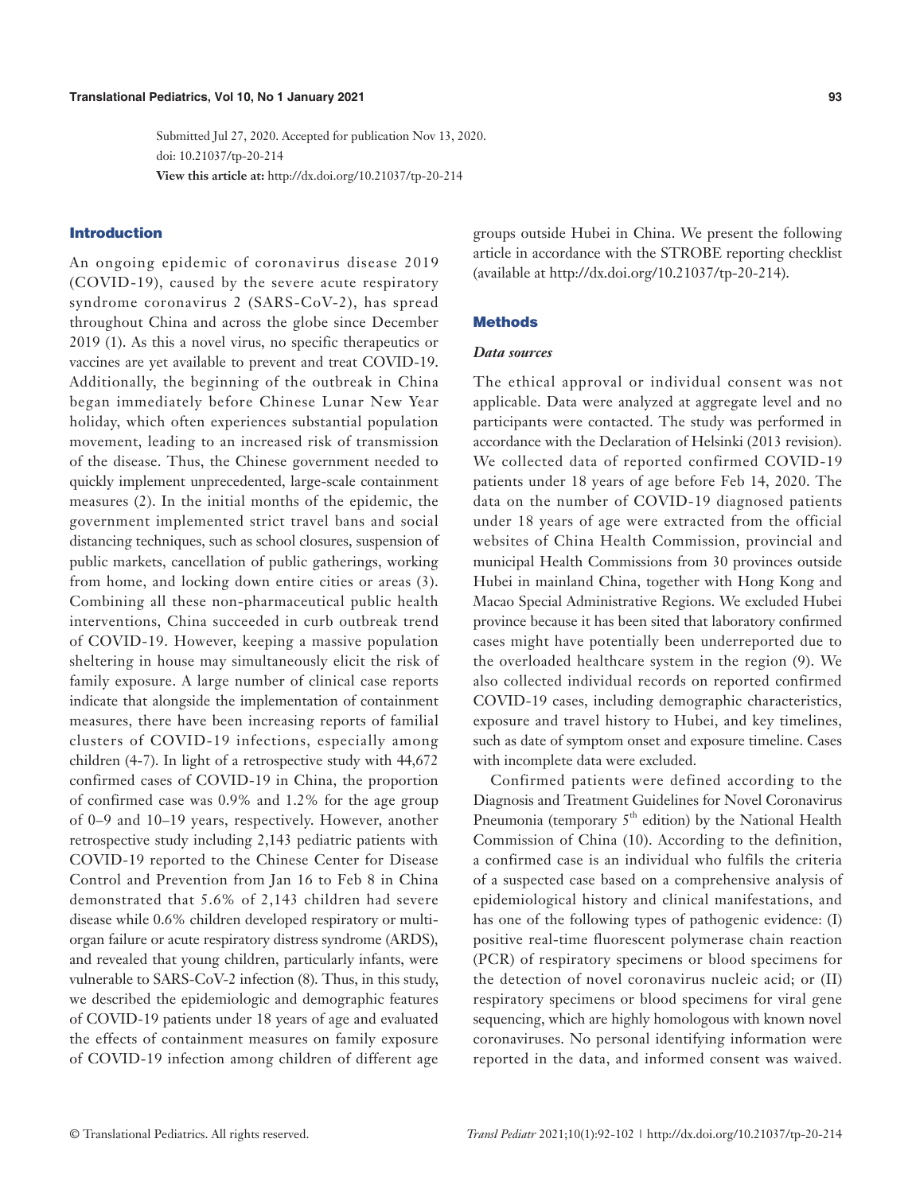Submitted Jul 27, 2020. Accepted for publication Nov 13, 2020.
doi: 10.21037/tp-20-214
**View this article at:** http://dx.doi.org/10.21037/tp-20-214

## Introduction

An ongoing epidemic of coronavirus disease 2019 (COVID-19), caused by the severe acute respiratory syndrome coronavirus 2 (SARS-CoV-2), has spread throughout China and across the globe since December 2019 (1). As this a novel virus, no specific therapeutics or vaccines are yet available to prevent and treat COVID-19. Additionally, the beginning of the outbreak in China began immediately before Chinese Lunar New Year holiday, which often experiences substantial population movement, leading to an increased risk of transmission of the disease. Thus, the Chinese government needed to quickly implement unprecedented, large-scale containment measures (2). In the initial months of the epidemic, the government implemented strict travel bans and social distancing techniques, such as school closures, suspension of public markets, cancellation of public gatherings, working from home, and locking down entire cities or areas (3). Combining all these non-pharmaceutical public health interventions, China succeeded in curb outbreak trend of COVID-19. However, keeping a massive population sheltering in house may simultaneously elicit the risk of family exposure. A large number of clinical case reports indicate that alongside the implementation of containment measures, there have been increasing reports of familial clusters of COVID-19 infections, especially among children (4-7). In light of a retrospective study with 44,672 confirmed cases of COVID-19 in China, the proportion of confirmed case was 0.9% and 1.2% for the age group of 0–9 and 10–19 years, respectively. However, another retrospective study including 2,143 pediatric patients with COVID-19 reported to the Chinese Center for Disease Control and Prevention from Jan 16 to Feb 8 in China demonstrated that 5.6% of 2,143 children had severe disease while 0.6% children developed respiratory or multi-organ failure or acute respiratory distress syndrome (ARDS), and revealed that young children, particularly infants, were vulnerable to SARS-CoV-2 infection (8). Thus, in this study, we described the epidemiologic and demographic features of COVID-19 patients under 18 years of age and evaluated the effects of containment measures on family exposure of COVID-19 infection among children of different age groups outside Hubei in China. We present the following article in accordance with the STROBE reporting checklist (available at http://dx.doi.org/10.21037/tp-20-214).

## Methods

### *Data sources*

The ethical approval or individual consent was not applicable. Data were analyzed at aggregate level and no participants were contacted. The study was performed in accordance with the Declaration of Helsinki (2013 revision). We collected data of reported confirmed COVID-19 patients under 18 years of age before Feb 14, 2020. The data on the number of COVID-19 diagnosed patients under 18 years of age were extracted from the official websites of China Health Commission, provincial and municipal Health Commissions from 30 provinces outside Hubei in mainland China, together with Hong Kong and Macao Special Administrative Regions. We excluded Hubei province because it has been sited that laboratory confirmed cases might have potentially been underreported due to the overloaded healthcare system in the region (9). We also collected individual records on reported confirmed COVID-19 cases, including demographic characteristics, exposure and travel history to Hubei, and key timelines, such as date of symptom onset and exposure timeline. Cases with incomplete data were excluded.

Confirmed patients were defined according to the Diagnosis and Treatment Guidelines for Novel Coronavirus Pneumonia (temporary 5$^{th}$ edition) by the National Health Commission of China (10). According to the definition, a confirmed case is an individual who fulfils the criteria of a suspected case based on a comprehensive analysis of epidemiological history and clinical manifestations, and has one of the following types of pathogenic evidence: (I) positive real-time fluorescent polymerase chain reaction (PCR) of respiratory specimens or blood specimens for the detection of novel coronavirus nucleic acid; or (II) respiratory specimens or blood specimens for viral gene sequencing, which are highly homologous with known novel coronaviruses. No personal identifying information were reported in the data, and informed consent was waived.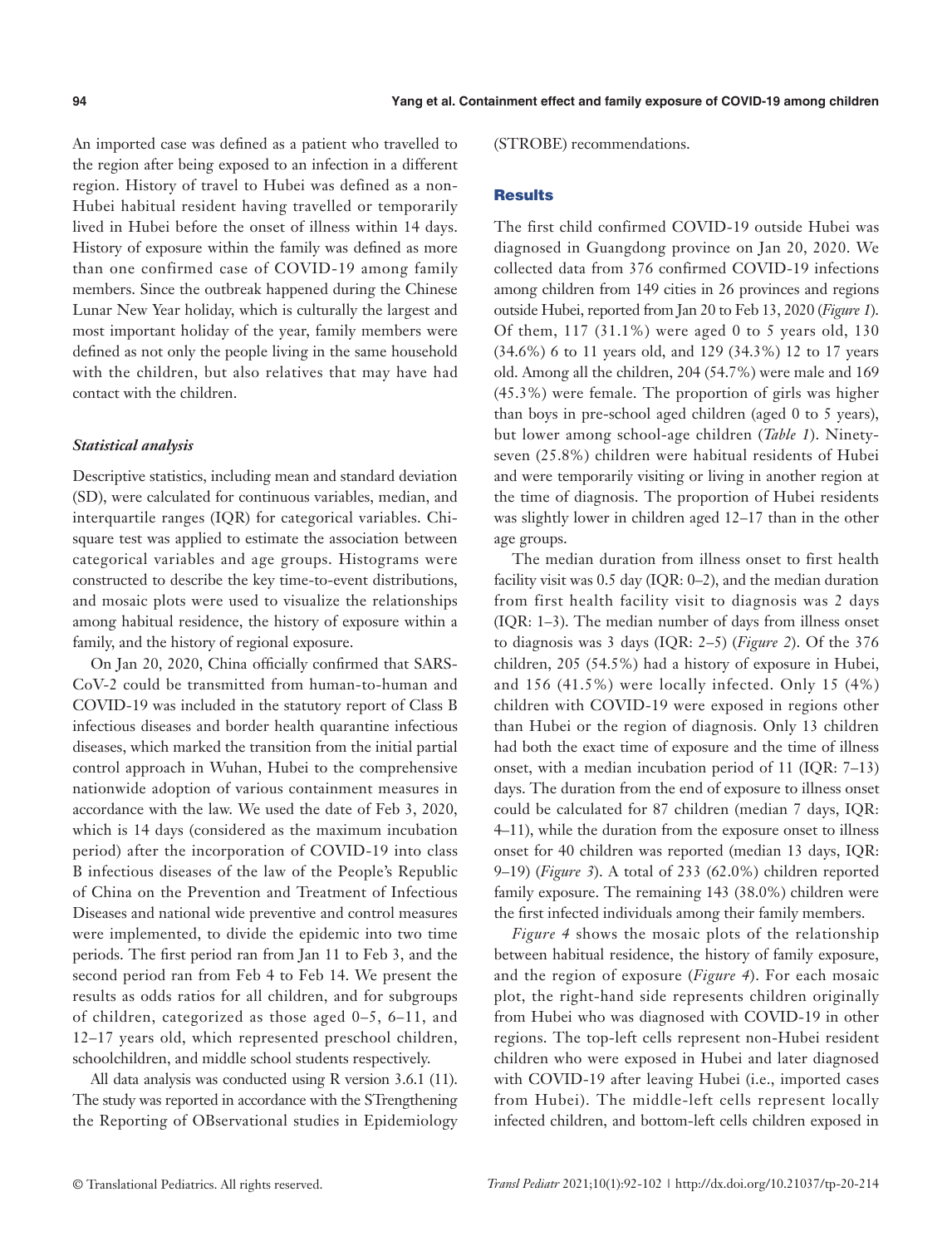An imported case was defined as a patient who travelled to the region after being exposed to an infection in a different region. History of travel to Hubei was defined as a non-Hubei habitual resident having travelled or temporarily lived in Hubei before the onset of illness within 14 days. History of exposure within the family was defined as more than one confirmed case of COVID-19 among family members. Since the outbreak happened during the Chinese Lunar New Year holiday, which is culturally the largest and most important holiday of the year, family members were defined as not only the people living in the same household with the children, but also relatives that may have had contact with the children.

### *Statistical analysis*

Descriptive statistics, including mean and standard deviation (SD), were calculated for continuous variables, median, and interquartile ranges (IQR) for categorical variables. Chi-square test was applied to estimate the association between categorical variables and age groups. Histograms were constructed to describe the key time-to-event distributions, and mosaic plots were used to visualize the relationships among habitual residence, the history of exposure within a family, and the history of regional exposure.

On Jan 20, 2020, China officially confirmed that SARS-CoV-2 could be transmitted from human-to-human and COVID-19 was included in the statutory report of Class B infectious diseases and border health quarantine infectious diseases, which marked the transition from the initial partial control approach in Wuhan, Hubei to the comprehensive nationwide adoption of various containment measures in accordance with the law. We used the date of Feb 3, 2020, which is 14 days (considered as the maximum incubation period) after the incorporation of COVID-19 into class B infectious diseases of the law of the People's Republic of China on the Prevention and Treatment of Infectious Diseases and national wide preventive and control measures were implemented, to divide the epidemic into two time periods. The first period ran from Jan 11 to Feb 3, and the second period ran from Feb 4 to Feb 14. We present the results as odds ratios for all children, and for subgroups of children, categorized as those aged 0–5, 6–11, and 12–17 years old, which represented preschool children, schoolchildren, and middle school students respectively.

All data analysis was conducted using R version 3.6.1 (11). The study was reported in accordance with the STrengthening the Reporting of OBservational studies in Epidemiology (STROBE) recommendations.

## Results

The first child confirmed COVID-19 outside Hubei was diagnosed in Guangdong province on Jan 20, 2020. We collected data from 376 confirmed COVID-19 infections among children from 149 cities in 26 provinces and regions outside Hubei, reported from Jan 20 to Feb 13, 2020 (*Figure 1*). Of them, 117 (31.1%) were aged 0 to 5 years old, 130 (34.6%) 6 to 11 years old, and 129 (34.3%) 12 to 17 years old. Among all the children, 204 (54.7%) were male and 169 (45.3%) were female. The proportion of girls was higher than boys in pre-school aged children (aged 0 to 5 years), but lower among school-age children (*Table 1*). Ninety-seven (25.8%) children were habitual residents of Hubei and were temporarily visiting or living in another region at the time of diagnosis. The proportion of Hubei residents was slightly lower in children aged 12–17 than in the other age groups.

The median duration from illness onset to first health facility visit was 0.5 day (IQR: 0–2), and the median duration from first health facility visit to diagnosis was 2 days (IQR: 1–3). The median number of days from illness onset to diagnosis was 3 days (IQR: 2–5) (*Figure 2*). Of the 376 children, 205 (54.5%) had a history of exposure in Hubei, and 156 (41.5%) were locally infected. Only 15 (4%) children with COVID-19 were exposed in regions other than Hubei or the region of diagnosis. Only 13 children had both the exact time of exposure and the time of illness onset, with a median incubation period of 11 (IQR: 7–13) days. The duration from the end of exposure to illness onset could be calculated for 87 children (median 7 days, IQR: 4–11), while the duration from the exposure onset to illness onset for 40 children was reported (median 13 days, IQR: 9–19) (*Figure 3*). A total of 233 (62.0%) children reported family exposure. The remaining 143 (38.0%) children were the first infected individuals among their family members.

*Figure 4* shows the mosaic plots of the relationship between habitual residence, the history of family exposure, and the region of exposure (*Figure 4*). For each mosaic plot, the right-hand side represents children originally from Hubei who was diagnosed with COVID-19 in other regions. The top-left cells represent non-Hubei resident children who were exposed in Hubei and later diagnosed with COVID-19 after leaving Hubei (i.e., imported cases from Hubei). The middle-left cells represent locally infected children, and bottom-left cells children exposed in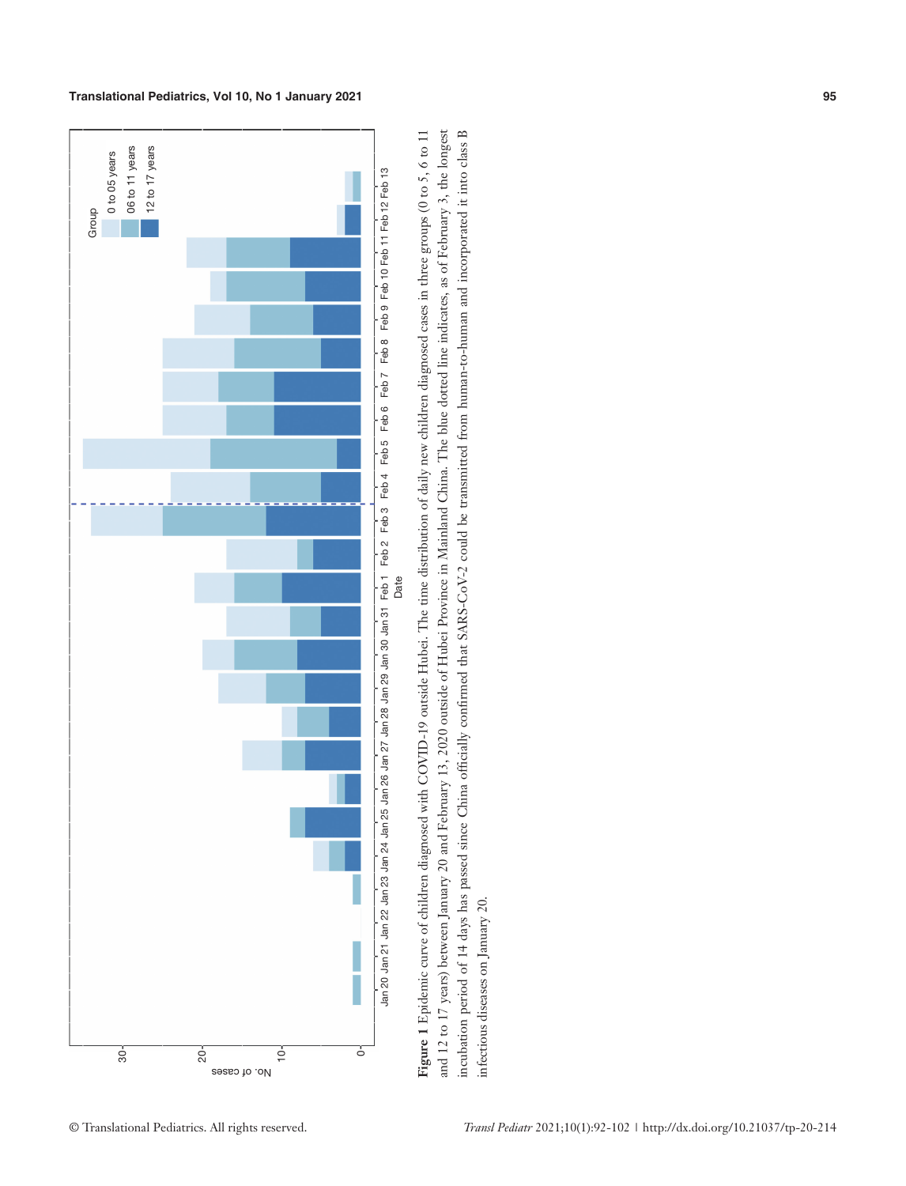**Figure 1** Epidemic curve of children diagnosed with COVID-19 outside Hubei. The time distribution of daily new children diagnosed cases in three groups (0 to 5, 6 to 11 and 12 to 17 years) between January 20 and February 13, 2020 outside of Hubei Province in Mainland China. The blue dotted line indicates, as of February 3, the longest incubation period of 14 days has passed since China officially confirmed that SARS-CoV-2 could be transmitted from human-to-human and incorporated it into class B infectious diseases on January 20.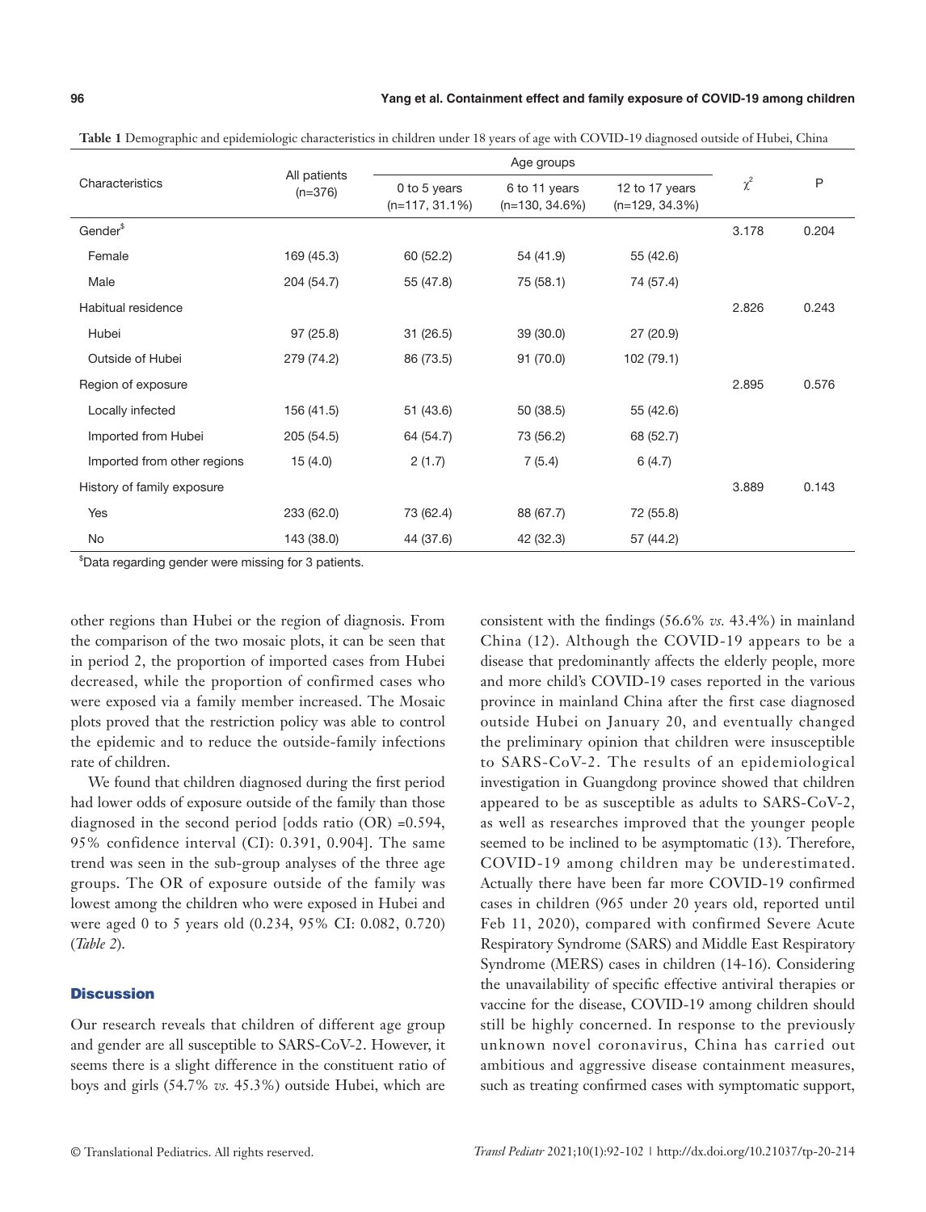**Table 1** Demographic and epidemiologic characteristics in children under 18 years of age with COVID-19 diagnosed outside of Hubei, China

| Characteristics | All patients (n=376) | Age groups | | | $\chi^2$ | P |
|---|---|---|---|---|---|---|
| | | 0 to 5 years (n=117, 31.1%) | 6 to 11 years (n=130, 34.6%) | 12 to 17 years (n=129, 34.3%) | | |
| Gender[$] | | | | | 3.178 | 0.204 |
| Female | 169 (45.3) | 60 (52.2) | 54 (41.9) | 55 (42.6) | | |
| Male | 204 (54.7) | 55 (47.8) | 75 (58.1) | 74 (57.4) | | |
| Habitual residence | | | | | 2.826 | 0.243 |
| Hubei | 97 (25.8) | 31 (26.5) | 39 (30.0) | 27 (20.9) | | |
| Outside of Hubei | 279 (74.2) | 86 (73.5) | 91 (70.0) | 102 (79.1) | | |
| Region of exposure | | | | | 2.895 | 0.576 |
| Locally infected | 156 (41.5) | 51 (43.6) | 50 (38.5) | 55 (42.6) | | |
| Imported from Hubei | 205 (54.5) | 64 (54.7) | 73 (56.2) | 68 (52.7) | | |
| Imported from other regions | 15 (4.0) | 2 (1.7) | 7 (5.4) | 6 (4.7) | | |
| History of family exposure | | | | | 3.889 | 0.143 |
| Yes | 233 (62.0) | 73 (62.4) | 88 (67.7) | 72 (55.8) | | |
| No | 143 (38.0) | 44 (37.6) | 42 (32.3) | 57 (44.2) | | |

[$]Data regarding gender were missing for 3 patients.

other regions than Hubei or the region of diagnosis. From the comparison of the two mosaic plots, it can be seen that in period 2, the proportion of imported cases from Hubei decreased, while the proportion of confirmed cases who were exposed via a family member increased. The Mosaic plots proved that the restriction policy was able to control the epidemic and to reduce the outside-family infections rate of children.

We found that children diagnosed during the first period had lower odds of exposure outside of the family than those diagnosed in the second period [odds ratio (OR) =0.594, 95% confidence interval (CI): 0.391, 0.904]. The same trend was seen in the sub-group analyses of the three age groups. The OR of exposure outside of the family was lowest among the children who were exposed in Hubei and were aged 0 to 5 years old (0.234, 95% CI: 0.082, 0.720) (*Table 2*).

## Discussion

Our research reveals that children of different age group and gender are all susceptible to SARS-CoV-2. However, it seems there is a slight difference in the constituent ratio of boys and girls (54.7% *vs.* 45.3%) outside Hubei, which are consistent with the findings (56.6% *vs.* 43.4%) in mainland China (12). Although the COVID-19 appears to be a disease that predominantly affects the elderly people, more and more child's COVID-19 cases reported in the various province in mainland China after the first case diagnosed outside Hubei on January 20, and eventually changed the preliminary opinion that children were insusceptible to SARS-CoV-2. The results of an epidemiological investigation in Guangdong province showed that children appeared to be as susceptible as adults to SARS-CoV-2, as well as researches improved that the younger people seemed to be inclined to be asymptomatic (13). Therefore, COVID-19 among children may be underestimated. Actually there have been far more COVID-19 confirmed cases in children (965 under 20 years old, reported until Feb 11, 2020), compared with confirmed Severe Acute Respiratory Syndrome (SARS) and Middle East Respiratory Syndrome (MERS) cases in children (14-16). Considering the unavailability of specific effective antiviral therapies or vaccine for the disease, COVID-19 among children should still be highly concerned. In response to the previously unknown novel coronavirus, China has carried out ambitious and aggressive disease containment measures, such as treating confirmed cases with symptomatic support,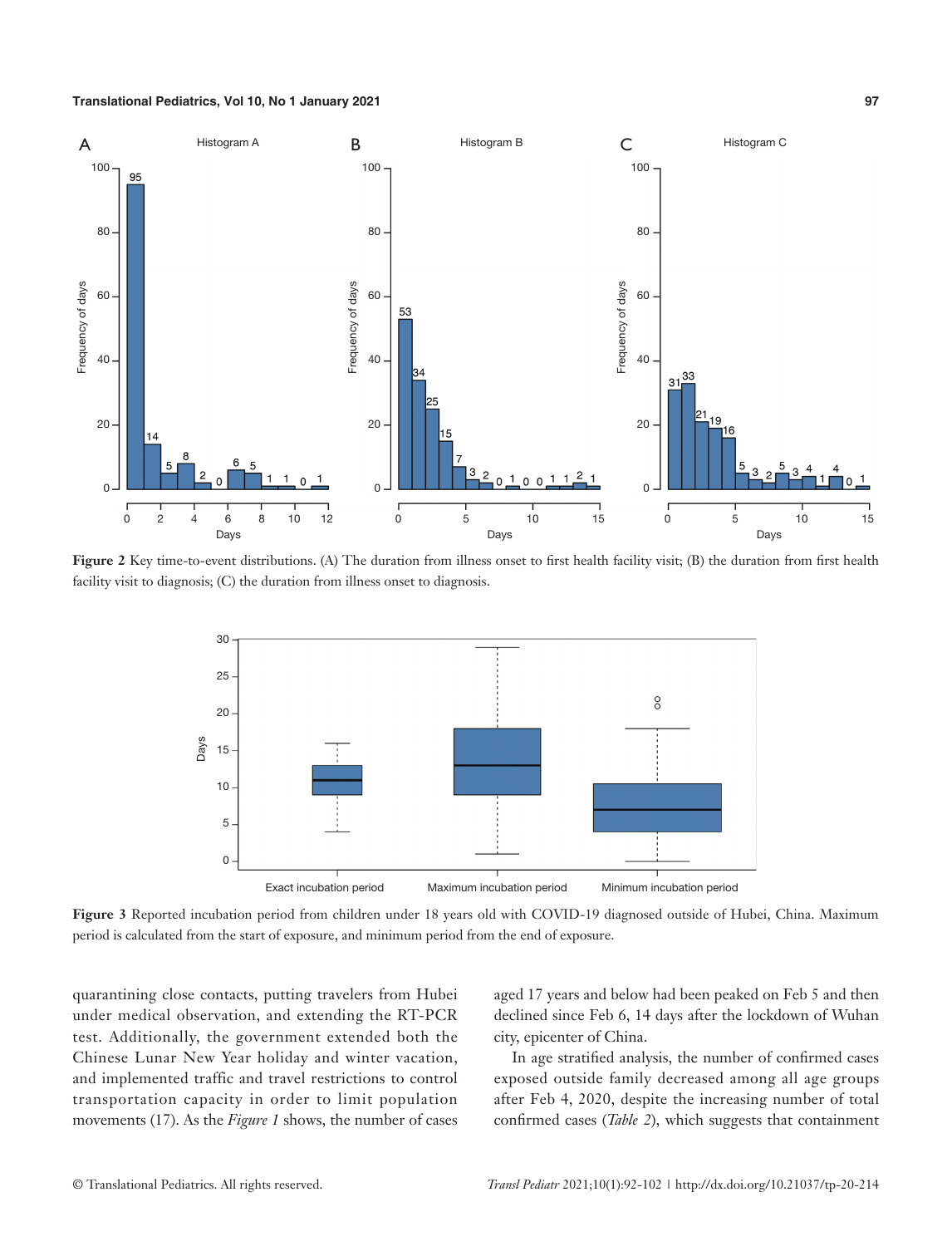Figure 2 Key time-to-event distributions. (A) The duration from illness onset to first health facility visit; (B) the duration from first health facility visit to diagnosis; (C) the duration from illness onset to diagnosis.

Figure 3 Reported incubation period from children under 18 years old with COVID-19 diagnosed outside of Hubei, China. Maximum period is calculated from the start of exposure, and minimum period from the end of exposure.

quarantining close contacts, putting travelers from Hubei under medical observation, and extending the RT-PCR test. Additionally, the government extended both the Chinese Lunar New Year holiday and winter vacation, and implemented traffic and travel restrictions to control transportation capacity in order to limit population movements (17). As the *Figure 1* shows, the number of cases aged 17 years and below had been peaked on Feb 5 and then declined since Feb 6, 14 days after the lockdown of Wuhan city, epicenter of China.

In age stratified analysis, the number of confirmed cases exposed outside family decreased among all age groups after Feb 4, 2020, despite the increasing number of total confirmed cases (*Table 2*), which suggests that containment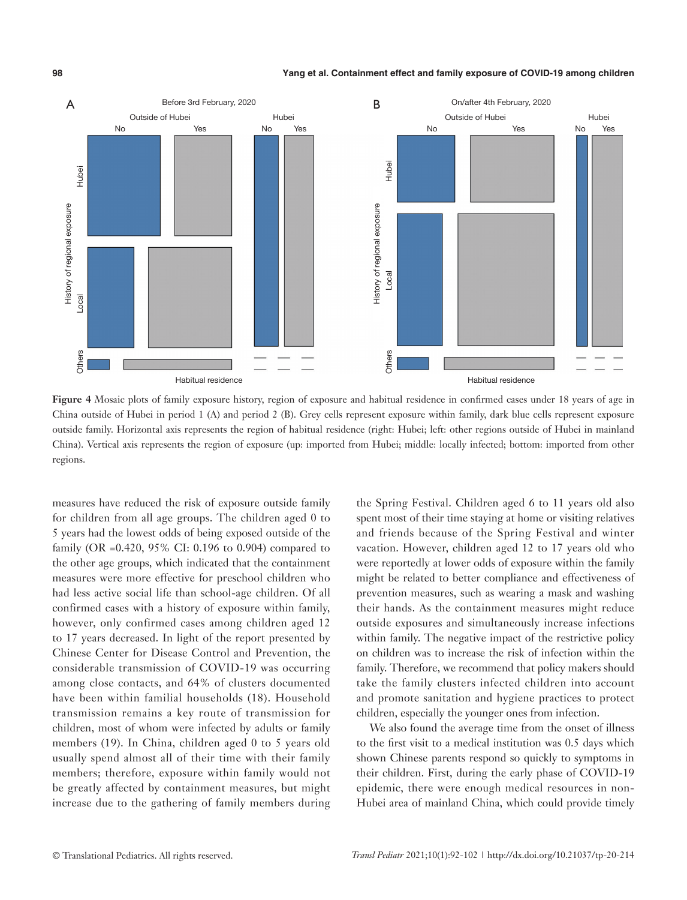**Figure 4** Mosaic plots of family exposure history, region of exposure and habitual residence in confirmed cases under 18 years of age in China outside of Hubei in period 1 (A) and period 2 (B). Grey cells represent exposure within family, dark blue cells represent exposure outside family. Horizontal axis represents the region of habitual residence (right: Hubei; left: other regions outside of Hubei in mainland China). Vertical axis represents the region of exposure (up: imported from Hubei; middle: locally infected; bottom: imported from other regions.

measures have reduced the risk of exposure outside family for children from all age groups. The children aged 0 to 5 years had the lowest odds of being exposed outside of the family (OR =0.420, 95% CI: 0.196 to 0.904) compared to the other age groups, which indicated that the containment measures were more effective for preschool children who had less active social life than school-age children. Of all confirmed cases with a history of exposure within family, however, only confirmed cases among children aged 12 to 17 years decreased. In light of the report presented by Chinese Center for Disease Control and Prevention, the considerable transmission of COVID-19 was occurring among close contacts, and 64% of clusters documented have been within familial households (18). Household transmission remains a key route of transmission for children, most of whom were infected by adults or family members (19). In China, children aged 0 to 5 years old usually spend almost all of their time with their family members; therefore, exposure within family would not be greatly affected by containment measures, but might increase due to the gathering of family members during the Spring Festival. Children aged 6 to 11 years old also spent most of their time staying at home or visiting relatives and friends because of the Spring Festival and winter vacation. However, children aged 12 to 17 years old who were reportedly at lower odds of exposure within the family might be related to better compliance and effectiveness of prevention measures, such as wearing a mask and washing their hands. As the containment measures might reduce outside exposures and simultaneously increase infections within family. The negative impact of the restrictive policy on children was to increase the risk of infection within the family. Therefore, we recommend that policy makers should take the family clusters infected children into account and promote sanitation and hygiene practices to protect children, especially the younger ones from infection.

We also found the average time from the onset of illness to the first visit to a medical institution was 0.5 days which shown Chinese parents respond so quickly to symptoms in their children. First, during the early phase of COVID-19 epidemic, there were enough medical resources in non-Hubei area of mainland China, which could provide timely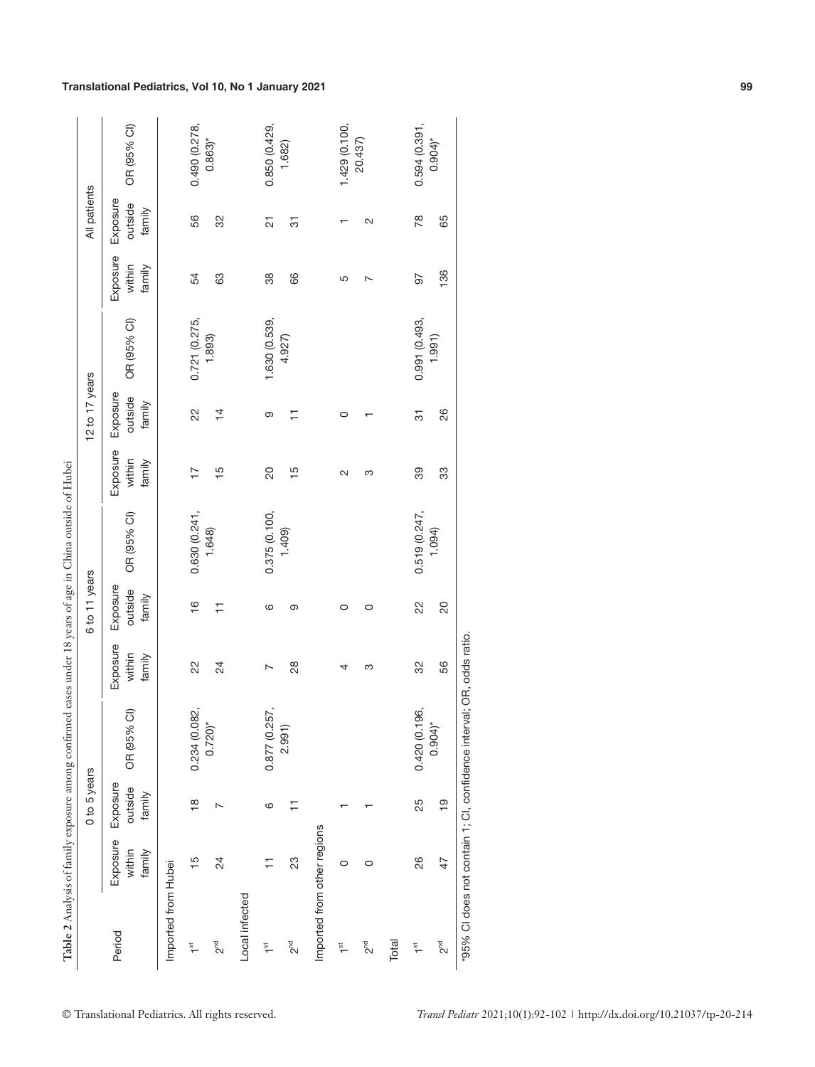**Table 2** Analysis of family exposure among confirmed cases under 18 years of age in China outside of Hubei

| Period | 0 to 5 years | | | 6 to 11 years | | | 12 to 17 years | | | All patients | | |
|---|---|---|---|---|---|---|---|---|---|---|---|---|
| | Exposure within family | Exposure outside family | OR (95% CI) | Exposure within family | Exposure outside family | OR (95% CI) | Exposure within family | Exposure outside family | OR (95% CI) | Exposure within family | Exposure outside family | OR (95% CI) |
| Imported from Hubei | | | | | | | | | | | | |
| 1st | 15 | 18 | 0.234 (0.082, 0.720)* | 22 | 16 | 0.630 (0.241, 1.648) | 17 | 22 | 0.721 (0.275, 1.893) | 54 | 56 | 0.490 (0.278, 0.863)* |
| 2nd | 24 | 7 | | 24 | 11 | | 15 | 14 | | 63 | 32 | |
| Local infected | | | | | | | | | | | | |
| 1st | 11 | 6 | 0.877 (0.257, 2.991) | 7 | 6 | 0.375 (0.100, 1.409) | 20 | 9 | 1.630 (0.539, 4.927) | 38 | 21 | 0.850 (0.429, 1.682) |
| 2nd | 23 | 11 | | 28 | 9 | | 15 | 11 | | 66 | 31 | |
| Imported from other regions | | | | | | | | | | | | |
| 1st | 0 | 1 | | 4 | 0 | | 2 | 0 | | 5 | 1 | 1.429 (0.100, 20.437) |
| 2nd | 0 | 1 | | 3 | 0 | | 3 | 1 | | 7 | 2 | |
| Total | | | | | | | | | | | | |
| 1st | 26 | 25 | 0.420 (0.196, 0.904)* | 32 | 22 | 0.519 (0.247, 1.094) | 39 | 31 | 0.991 (0.493, 1.991) | 97 | 78 | 0.594 (0.391, 0.904)* |
| 2nd | 47 | 19 | | 56 | 20 | | 33 | 26 | | 136 | 65 | |

*95% CI does not contain 1; CI, confidence interval; OR, odds ratio.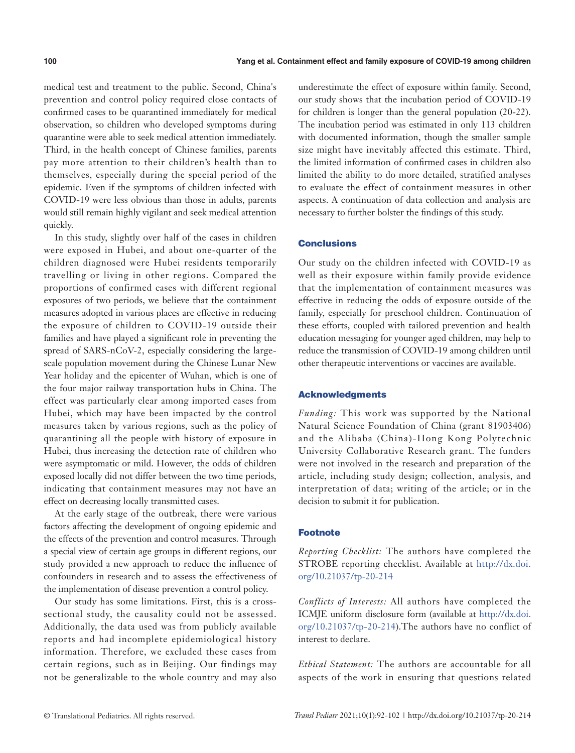medical test and treatment to the public. Second, China's prevention and control policy required close contacts of confirmed cases to be quarantined immediately for medical observation, so children who developed symptoms during quarantine were able to seek medical attention immediately. Third, in the health concept of Chinese families, parents pay more attention to their children's health than to themselves, especially during the special period of the epidemic. Even if the symptoms of children infected with COVID-19 were less obvious than those in adults, parents would still remain highly vigilant and seek medical attention quickly.

In this study, slightly over half of the cases in children were exposed in Hubei, and about one-quarter of the children diagnosed were Hubei residents temporarily travelling or living in other regions. Compared the proportions of confirmed cases with different regional exposures of two periods, we believe that the containment measures adopted in various places are effective in reducing the exposure of children to COVID-19 outside their families and have played a significant role in preventing the spread of SARS-nCoV-2, especially considering the large-scale population movement during the Chinese Lunar New Year holiday and the epicenter of Wuhan, which is one of the four major railway transportation hubs in China. The effect was particularly clear among imported cases from Hubei, which may have been impacted by the control measures taken by various regions, such as the policy of quarantining all the people with history of exposure in Hubei, thus increasing the detection rate of children who were asymptomatic or mild. However, the odds of children exposed locally did not differ between the two time periods, indicating that containment measures may not have an effect on decreasing locally transmitted cases.

At the early stage of the outbreak, there were various factors affecting the development of ongoing epidemic and the effects of the prevention and control measures. Through a special view of certain age groups in different regions, our study provided a new approach to reduce the influence of confounders in research and to assess the effectiveness of the implementation of disease prevention a control policy.

Our study has some limitations. First, this is a cross-sectional study, the causality could not be assessed. Additionally, the data used was from publicly available reports and had incomplete epidemiological history information. Therefore, we excluded these cases from certain regions, such as in Beijing. Our findings may not be generalizable to the whole country and may also underestimate the effect of exposure within family. Second, our study shows that the incubation period of COVID-19 for children is longer than the general population (20-22). The incubation period was estimated in only 113 children with documented information, though the smaller sample size might have inevitably affected this estimate. Third, the limited information of confirmed cases in children also limited the ability to do more detailed, stratified analyses to evaluate the effect of containment measures in other aspects. A continuation of data collection and analysis are necessary to further bolster the findings of this study.

## Conclusions

Our study on the children infected with COVID-19 as well as their exposure within family provide evidence that the implementation of containment measures was effective in reducing the odds of exposure outside of the family, especially for preschool children. Continuation of these efforts, coupled with tailored prevention and health education messaging for younger aged children, may help to reduce the transmission of COVID-19 among children until other therapeutic interventions or vaccines are available.

## Acknowledgments

*Funding:* This work was supported by the National Natural Science Foundation of China (grant 81903406) and the Alibaba (China)-Hong Kong Polytechnic University Collaborative Research grant. The funders were not involved in the research and preparation of the article, including study design; collection, analysis, and interpretation of data; writing of the article; or in the decision to submit it for publication.

## Footnote

*Reporting Checklist:* The authors have completed the STROBE reporting checklist. Available at http://dx.doi.org/10.21037/tp-20-214

*Conflicts of Interests:* All authors have completed the ICMJE uniform disclosure form (available at http://dx.doi.org/10.21037/tp-20-214).The authors have no conflict of interest to declare.

*Ethical Statement:* The authors are accountable for all aspects of the work in ensuring that questions related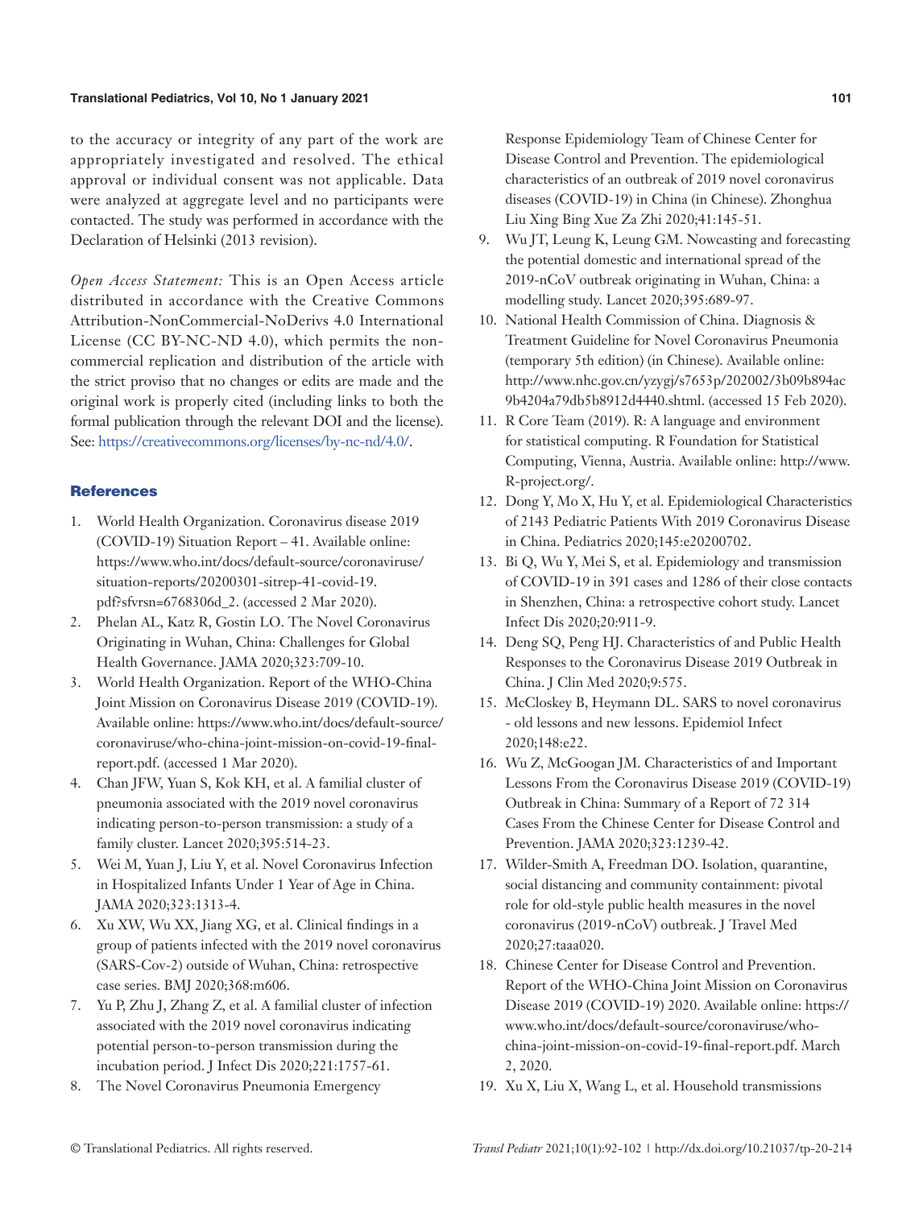to the accuracy or integrity of any part of the work are appropriately investigated and resolved. The ethical approval or individual consent was not applicable. Data were analyzed at aggregate level and no participants were contacted. The study was performed in accordance with the Declaration of Helsinki (2013 revision).

*Open Access Statement:* This is an Open Access article distributed in accordance with the Creative Commons Attribution-NonCommercial-NoDerivs 4.0 International License (CC BY-NC-ND 4.0), which permits the non-commercial replication and distribution of the article with the strict proviso that no changes or edits are made and the original work is properly cited (including links to both the formal publication through the relevant DOI and the license). See: https://creativecommons.org/licenses/by-nc-nd/4.0/.

## References

1. World Health Organization. Coronavirus disease 2019 (COVID-19) Situation Report – 41. Available online: https://www.who.int/docs/default-source/coronaviruse/situation-reports/20200301-sitrep-41-covid-19.pdf?sfvrsn=6768306d_2. (accessed 2 Mar 2020).
2. Phelan AL, Katz R, Gostin LO. The Novel Coronavirus Originating in Wuhan, China: Challenges for Global Health Governance. JAMA 2020;323:709-10.
3. World Health Organization. Report of the WHO-China Joint Mission on Coronavirus Disease 2019 (COVID-19). Available online: https://www.who.int/docs/default-source/coronaviruse/who-china-joint-mission-on-covid-19-final-report.pdf. (accessed 1 Mar 2020).
4. Chan JFW, Yuan S, Kok KH, et al. A familial cluster of pneumonia associated with the 2019 novel coronavirus indicating person-to-person transmission: a study of a family cluster. Lancet 2020;395:514-23.
5. Wei M, Yuan J, Liu Y, et al. Novel Coronavirus Infection in Hospitalized Infants Under 1 Year of Age in China. JAMA 2020;323:1313-4.
6. Xu XW, Wu XX, Jiang XG, et al. Clinical findings in a group of patients infected with the 2019 novel coronavirus (SARS-Cov-2) outside of Wuhan, China: retrospective case series. BMJ 2020;368:m606.
7. Yu P, Zhu J, Zhang Z, et al. A familial cluster of infection associated with the 2019 novel coronavirus indicating potential person-to-person transmission during the incubation period. J Infect Dis 2020;221:1757-61.
8. The Novel Coronavirus Pneumonia Emergency Response Epidemiology Team of Chinese Center for Disease Control and Prevention. The epidemiological characteristics of an outbreak of 2019 novel coronavirus diseases (COVID-19) in China (in Chinese). Zhonghua Liu Xing Bing Xue Za Zhi 2020;41:145-51.
9. Wu JT, Leung K, Leung GM. Nowcasting and forecasting the potential domestic and international spread of the 2019-nCoV outbreak originating in Wuhan, China: a modelling study. Lancet 2020;395:689-97.
10. National Health Commission of China. Diagnosis & Treatment Guideline for Novel Coronavirus Pneumonia (temporary 5th edition) (in Chinese). Available online: http://www.nhc.gov.cn/yzygj/s7653p/202002/3b09b894ac9b4204a79db5b8912d4440.shtml. (accessed 15 Feb 2020).
11. R Core Team (2019). R: A language and environment for statistical computing. R Foundation for Statistical Computing, Vienna, Austria. Available online: http://www.R-project.org/.
12. Dong Y, Mo X, Hu Y, et al. Epidemiological Characteristics of 2143 Pediatric Patients With 2019 Coronavirus Disease in China. Pediatrics 2020;145:e20200702.
13. Bi Q, Wu Y, Mei S, et al. Epidemiology and transmission of COVID-19 in 391 cases and 1286 of their close contacts in Shenzhen, China: a retrospective cohort study. Lancet Infect Dis 2020;20:911-9.
14. Deng SQ, Peng HJ. Characteristics of and Public Health Responses to the Coronavirus Disease 2019 Outbreak in China. J Clin Med 2020;9:575.
15. McCloskey B, Heymann DL. SARS to novel coronavirus - old lessons and new lessons. Epidemiol Infect 2020;148:e22.
16. Wu Z, McGoogan JM. Characteristics of and Important Lessons From the Coronavirus Disease 2019 (COVID-19) Outbreak in China: Summary of a Report of 72 314 Cases From the Chinese Center for Disease Control and Prevention. JAMA 2020;323:1239-42.
17. Wilder-Smith A, Freedman DO. Isolation, quarantine, social distancing and community containment: pivotal role for old-style public health measures in the novel coronavirus (2019-nCoV) outbreak. J Travel Med 2020;27:taaa020.
18. Chinese Center for Disease Control and Prevention. Report of the WHO-China Joint Mission on Coronavirus Disease 2019 (COVID-19) 2020. Available online: https://www.who.int/docs/default-source/coronaviruse/who-china-joint-mission-on-covid-19-final-report.pdf. March 2, 2020.
19. Xu X, Liu X, Wang L, et al. Household transmissions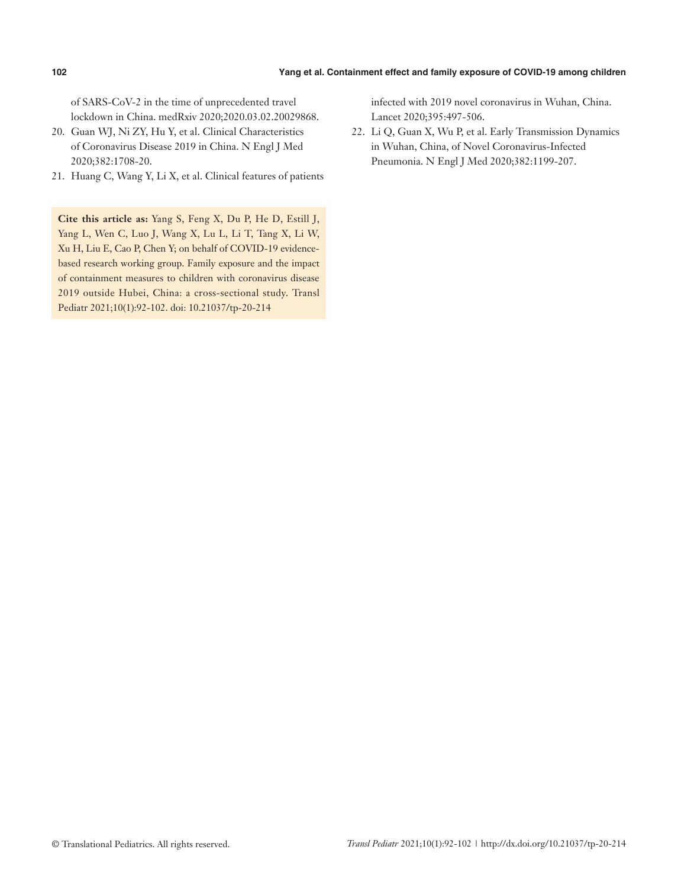of SARS-CoV-2 in the time of unprecedented travel lockdown in China. medRxiv 2020;2020.03.02.20029868.

20. Guan WJ, Ni ZY, Hu Y, et al. Clinical Characteristics of Coronavirus Disease 2019 in China. N Engl J Med 2020;382:1708-20.
21. Huang C, Wang Y, Li X, et al. Clinical features of patients infected with 2019 novel coronavirus in Wuhan, China. Lancet 2020;395:497-506.
22. Li Q, Guan X, Wu P, et al. Early Transmission Dynamics in Wuhan, China, of Novel Coronavirus-Infected Pneumonia. N Engl J Med 2020;382:1199-207.

**Cite this article as:** Yang S, Feng X, Du P, He D, Estill J, Yang L, Wen C, Luo J, Wang X, Lu L, Li T, Tang X, Li W, Xu H, Liu E, Cao P, Chen Y; on behalf of COVID-19 evidence-based research working group. Family exposure and the impact of containment measures to children with coronavirus disease 2019 outside Hubei, China: a cross-sectional study. Transl Pediatr 2021;10(1):92-102. doi: 10.21037/tp-20-214